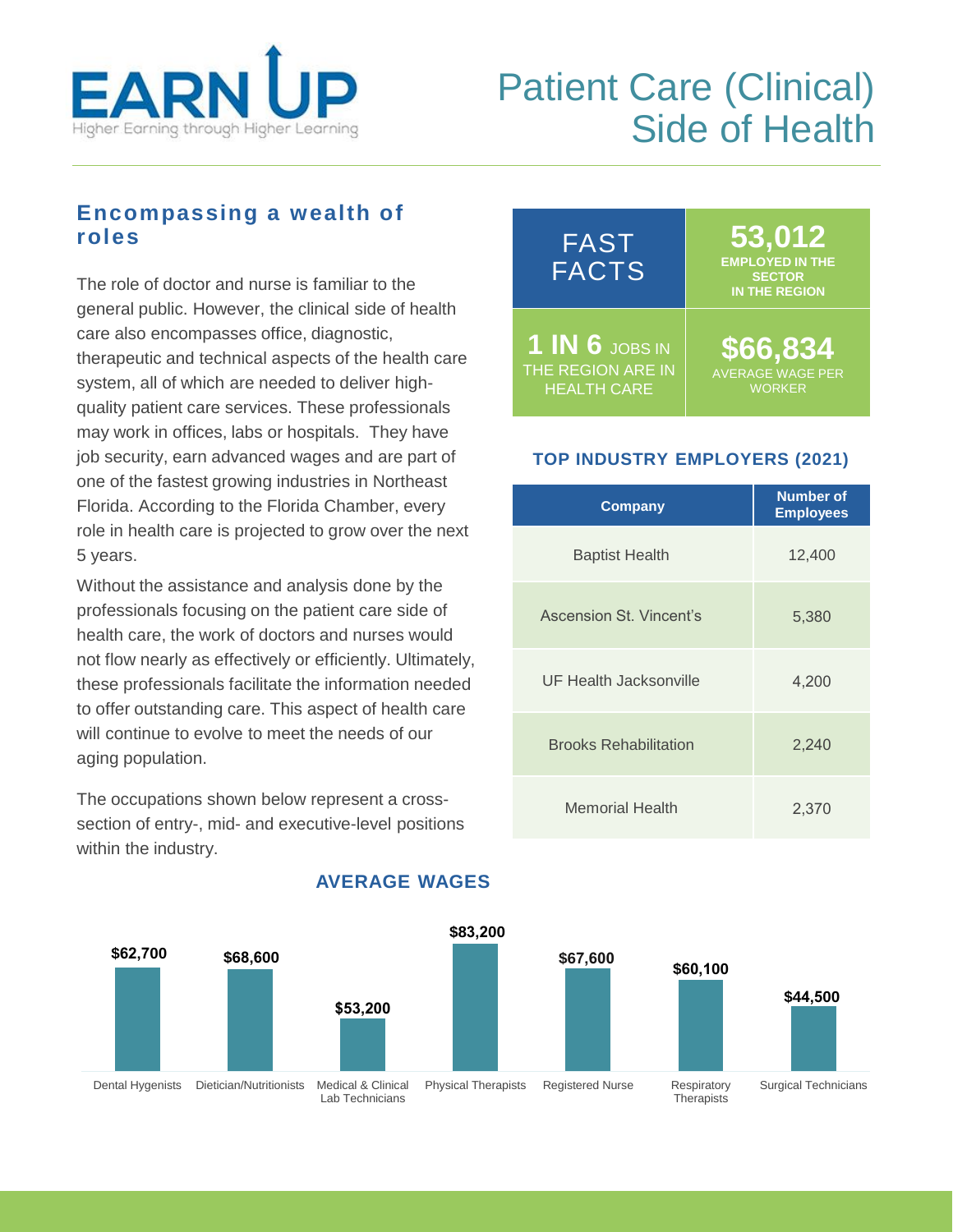EARN UP
Higher Earning through Higher Learning

# Patient Care (Clinical) Side of Health

## Encompassing a wealth of roles

The role of doctor and nurse is familiar to the general public. However, the clinical side of health care also encompasses office, diagnostic, therapeutic and technical aspects of the health care system, all of which are needed to deliver high-quality patient care services. These professionals may work in offices, labs or hospitals. They have job security, earn advanced wages and are part of one of the fastest growing industries in Northeast Florida. According to the Florida Chamber, every role in health care is projected to grow over the next 5 years.

Without the assistance and analysis done by the professionals focusing on the patient care side of health care, the work of doctors and nurses would not flow nearly as effectively or efficiently. Ultimately, these professionals facilitate the information needed to offer outstanding care. This aspect of health care will continue to evolve to meet the needs of our aging population.

The occupations shown below represent a cross-section of entry-, mid- and executive-level positions within the industry.

## FAST FACTS

- **53,012** EMPLOYED IN THE SECTOR IN THE REGION
- **1 IN 6** JOBS IN THE REGION ARE IN HEALTH CARE
- **$66,834** AVERAGE WAGE PER WORKER

## TOP INDUSTRY EMPLOYERS (2021)

| Company | Number of Employees |
|---|---|
| Baptist Health | 12,400 |
| Ascension St. Vincent's | 5,380 |
| UF Health Jacksonville | 4,200 |
| Brooks Rehabilitation | 2,240 |
| Memorial Health | 2,370 |

## AVERAGE WAGES

| Occupation | Average Wage |
|---|---|
| Dental Hygenists | $62,700 |
| Dietician/Nutritionists | $68,600 |
| Medical & Clinical Lab Technicians | $53,200 |
| Physical Therapists | $83,200 |
| Registered Nurse | $67,600 |
| Respiratory Therapists | $60,100 |
| Surgical Technicians | $44,500 |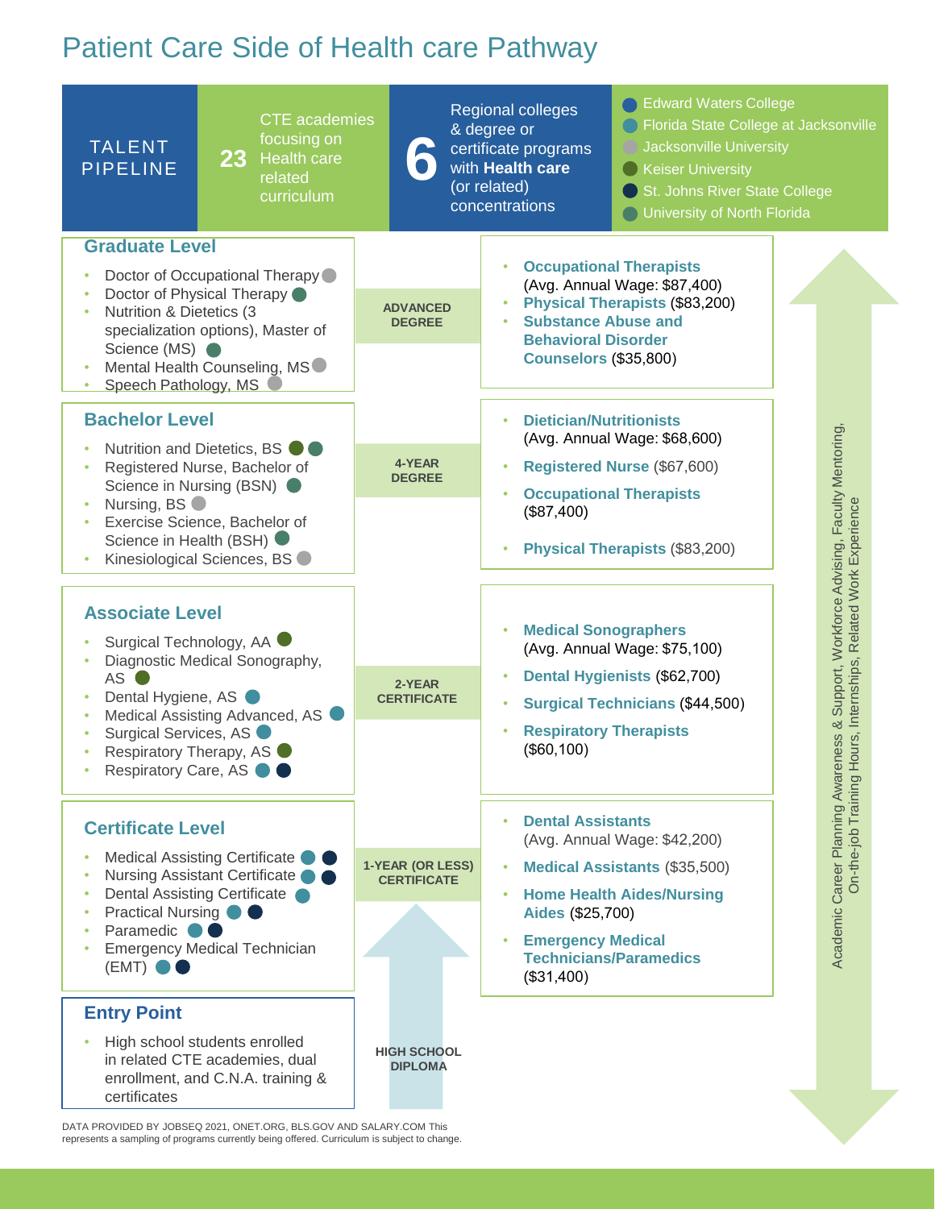# Patient Care Side of Health care Pathway

**TALENT PIPELINE**

**23** CTE academies focusing on Health care related curriculum

**6** Regional colleges & degree or certificate programs with **Health care** (or related) concentrations

Colleges (color legend):
- Edward Waters College
- Florida State College at Jacksonville
- Jacksonville University
- Keiser University
- St. Johns River State College
- University of North Florida

## Graduate Level

- Doctor of Occupational Therapy (Jacksonville University)
- Doctor of Physical Therapy (University of North Florida)
- Nutrition & Dietetics (3 specialization options), Master of Science (MS) (University of North Florida)
- Mental Health Counseling, MS (Jacksonville University)
- Speech Pathology, MS (Jacksonville University)

**ADVANCED DEGREE**

- **Occupational Therapists** (Avg. Annual Wage: $87,400)
- **Physical Therapists** ($83,200)
- **Substance Abuse and Behavioral Disorder Counselors** ($35,800)

## Bachelor Level

- Nutrition and Dietetics, BS (Keiser University, University of North Florida)
- Registered Nurse, Bachelor of Science in Nursing (BSN) (University of North Florida)
- Nursing, BS (Jacksonville University)
- Exercise Science, Bachelor of Science in Health (BSH) (University of North Florida)
- Kinesiological Sciences, BS (Jacksonville University)

**4-YEAR DEGREE**

- **Dietician/Nutritionists** (Avg. Annual Wage: $68,600)
- **Registered Nurse** ($67,600)
- **Occupational Therapists** ($87,400)
- **Physical Therapists** ($83,200)

## Associate Level

- Surgical Technology, AA (Keiser University)
- Diagnostic Medical Sonography, AS (Keiser University)
- Dental Hygiene, AS (Florida State College at Jacksonville)
- Medical Assisting Advanced, AS (Florida State College at Jacksonville)
- Surgical Services, AS (Florida State College at Jacksonville)
- Respiratory Therapy, AS (Keiser University)
- Respiratory Care, AS (Florida State College at Jacksonville, St. Johns River State College)

**2-YEAR CERTIFICATE**

- **Medical Sonographers** (Avg. Annual Wage: $75,100)
- **Dental Hygienists** ($62,700)
- **Surgical Technicians** ($44,500)
- **Respiratory Therapists** ($60,100)

## Certificate Level

- Medical Assisting Certificate (Florida State College at Jacksonville, St. Johns River State College)
- Nursing Assistant Certificate (Florida State College at Jacksonville, St. Johns River State College)
- Dental Assisting Certificate (Florida State College at Jacksonville)
- Practical Nursing (Florida State College at Jacksonville, St. Johns River State College)
- Paramedic (Florida State College at Jacksonville, St. Johns River State College)
- Emergency Medical Technician (EMT) (Florida State College at Jacksonville, St. Johns River State College)

**1-YEAR (OR LESS) CERTIFICATE**

- **Dental Assistants** (Avg. Annual Wage: $42,200)
- **Medical Assistants** ($35,500)
- **Home Health Aides/Nursing Aides** ($25,700)
- **Emergency Medical Technicians/Paramedics** ($31,400)

## Entry Point

- High school students enrolled in related CTE academies, dual enrollment, and C.N.A. training & certificates

**HIGH SCHOOL DIPLOMA**

Academic Career Planning Awareness & Support, Workforce Advising, Faculty Mentoring, On-the-job Training Hours, Internships, Related Work Experience

DATA PROVIDED BY JOBSEQ 2021, ONET.ORG, BLS.GOV AND SALARY.COM This represents a sampling of programs currently being offered. Curriculum is subject to change.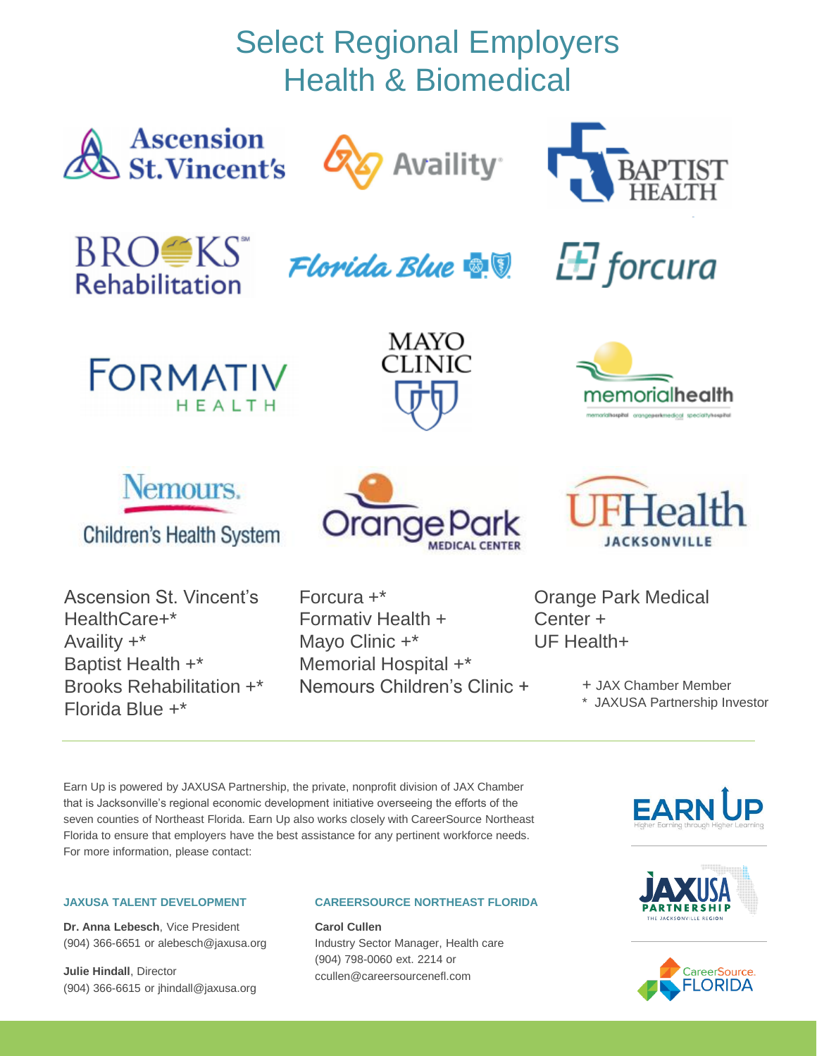# Select Regional Employers
# Health & Biomedical

Ascension St. Vincent's HealthCare+*
Availity +*
Baptist Health +*
Brooks Rehabilitation +*
Florida Blue +*
Forcura +*
Formativ Health +
Mayo Clinic +*
Memorial Hospital +*
Nemours Children's Clinic +
Orange Park Medical Center +
UF Health+

+ JAX Chamber Member
* JAXUSA Partnership Investor

---

Earn Up is powered by JAXUSA Partnership, the private, nonprofit division of JAX Chamber that is Jacksonville's regional economic development initiative overseeing the efforts of the seven counties of Northeast Florida. Earn Up also works closely with CareerSource Northeast Florida to ensure that employers have the best assistance for any pertinent workforce needs. For more information, please contact:

**JAXUSA TALENT DEVELOPMENT**

**Dr. Anna Lebesch**, Vice President
(904) 366-6651 or alebesch@jaxusa.org

**Julie Hindall**, Director
(904) 366-6615 or jhindall@jaxusa.org

**CAREERSOURCE NORTHEAST FLORIDA**

**Carol Cullen**
Industry Sector Manager, Health care
(904) 798-0060 ext. 2214 or
ccullen@careersourcenefl.com